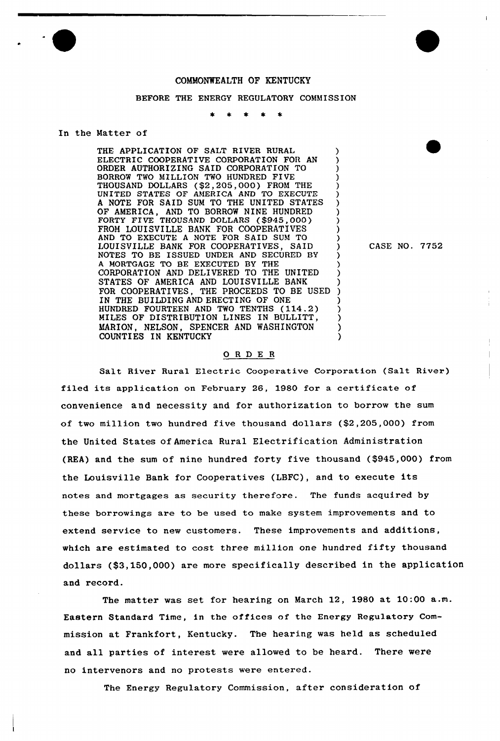COMMONWEALTH OF KENTUCKY

BEFORE THE ENERGY REGULATORY COMMISSION

\* \* \* \* \*

In the Matter of

THE APPLICATION OF SALT RIVER RURAL ELECTRIC COOPERATIVE CORPORATION FOR AN ORDER AUTHORIZING SAID CORPORATION TO BORROW TWO MILLION TWO HUNDRED FIVE THOUSAND DOLLARS ($2,205,000) FROM THE UNITED STATES OF AMERICA AND TO EXECUTE A NOTE FOR SAID SUM TO THE UNITED STATES OF AMERICA, AND TO BORROW NINE HUNDRED FORTY FIVE THOUSAND DOLLARS ($945,000) FROM LOUISVILLE BANK FOR COOPERATIVES AND TO EXECUTE A NOTE FOR SAID SUM TO LOUISVILLE BANK FOR COOPERATIVES, SAID NOTES TO BE ISSUED UNDER AND SECURED BY A MORTGAGE TO BE EXECUTED BY THE CORPORATION AND DELIVERED TO THE UNITED STATES OF AMERICA AND LOUISVILLE BANK FOR COOPERATIVES, THE PROCEEDS TO BE USED IN THE BUILDING AND ERECTING OF ONE HUNDRED FOURTEEN AND TWO TENTHS (114.2) MILES OF DISTRIBUTION LINES IN BULLITT, MARION, NELSON, SPENCER AND WASHINGTON COUNTIES IN KENTUCKY

CASE NO. 7752

## ORDER

Salt River Rural Electric Cooperative Corporation (Salt River) filed its application on February 26, 1980 for a certificate of convenience and necessity and for authorization to borrow the sum of two million two hundred five thousand dollars ($2,205,000) from the United States of America Rural Electrification Administration (REA) and the sum of nine hundred forty five thousand ($945,000) from the Louisville Bank for Cooperatives (LBFC), and to execute its notes and mortgages as security therefore. The funds acquired by these borrowings are to be used to make system improvements and to extend service to new customers. These improvements and additions, which are estimated to cost three million one hundred fifty thousand dollars ($3,150,000) are more specifically described in the application and record.

The matter was set for hearing on March 12, 1980 at 10:00 a.m. Eastern Standard Time, in the offices of the Energy Regulatory Commission at Frankfort, Kentucky. The hearing was held as scheduled and all parties of interest were allowed to be heard. There were no intervenors and no protests were entered.

The Energy Regulatory Commission, after consideration of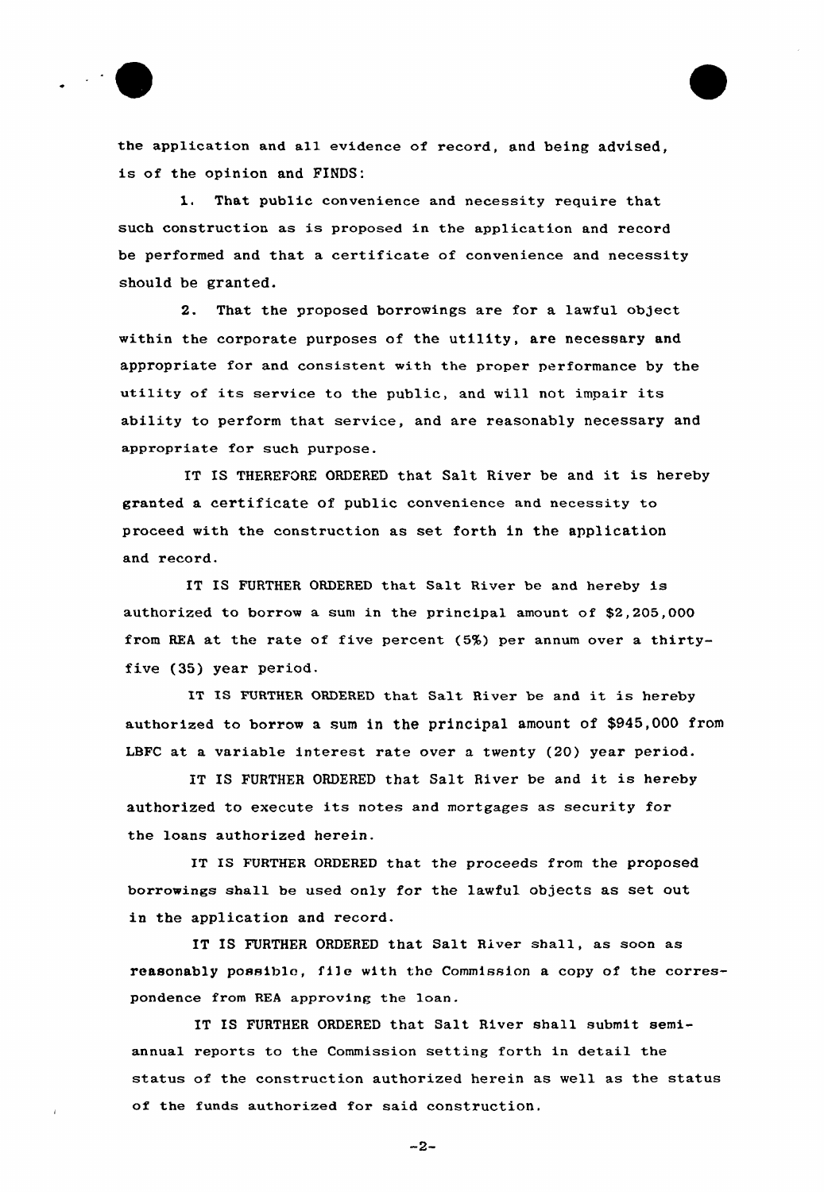the application and all evidence of record, and being advised, is of the opinion and FINDS:

1. That public convenience and necessity require that such construction as is proposed in the application and record be performed and that a certificate of convenience and necessity should be granted.

2. That the proposed borrowings are for a lawful object within the corporate purposes of the utility, are necessary and appropriate for and consistent with the proper performance by the utility of its service to the public, and will not impair its ability to perform that service, and are reasonably necessary and appropriate for such purpose.

IT IS THEREFORE ORDERED that Salt River be and it is hereby granted a certificate of public convenience and necessity to proceed with the construction as set forth in the application and record.

IT IS FURTHER ORDERED that Salt River be and hereby is authorized to borrow a sum in the principal amount of $2,205,000 from REA at the rate of five percent (5%) per annum over a thirty-five (35) year period.

IT IS FURTHER ORDERED that Salt River be and it is hereby authorized to borrow a sum in the principal amount of $945,000 from LBFC at a variable interest rate over a twenty (20) year period.

IT IS FURTHER ORDERED that Salt River be and it is hereby authorized to execute its notes and mortgages as security for the loans authorized herein.

IT IS FURTHER ORDERED that the proceeds from the proposed borrowings shall be used only for the lawful objects as set out in the application and record.

IT IS FURTHER ORDERED that Salt River shall, as soon as reasonably possible, file with the Commission a copy of the correspondence from REA approving the loan.

IT IS FURTHER ORDERED that Salt River shall submit semi-annual reports to the Commission setting forth in detail the status of the construction authorized herein as well as the status of the funds authorized for said construction.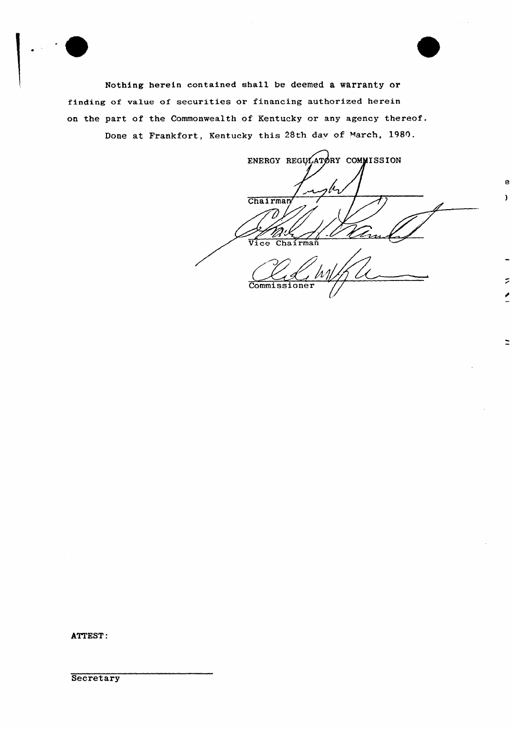Nothing herein contained shall be deemed a warranty or finding of value of securities or financing authorized herein on the part of the Commonwealth of Kentucky or any agency thereof.

Done at Frankfort, Kentucky this 28th day of March, 1980.

ENERGY REGULATORY COMMISSION

Chairman

Vice Chairman

Commissioner

ATTEST:

Secretary